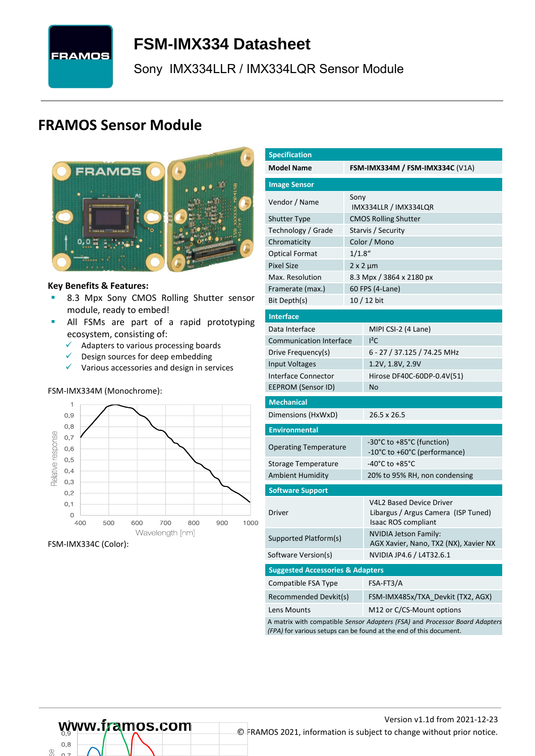# FSM-IMX334 Datasheet

Sony IMX334LLR / IMX334LQR Sensor Module

## FRAMOS Sensor Module

**Key Benefits & Features:**

- 8.3 Mpx Sony CMOS Rolling Shutter sensor module, ready to embed!
- All FSMs are part of a rapid prototyping ecosystem, consisting of:
  - ✓ Adapters to various processing boards
  - ✓ Design sources for deep embedding
  - ✓ Various accessories and design in services

FSM-IMX334M (Monochrome):

FSM-IMX334C (Color):

| Specification | |
|---|---|
| **Model Name** | **FSM-IMX334M / FSM-IMX334C** (V1A) |
| **Image Sensor** | |
| Vendor / Name | Sony IMX334LLR / IMX334LQR |
| Shutter Type | CMOS Rolling Shutter |
| Technology / Grade | Starvis / Security |
| Chromaticity | Color / Mono |
| Optical Format | 1/1.8“ |
| Pixel Size | 2 x 2 µm |
| Max. Resolution | 8.3 Mpx / 3864 x 2180 px |
| Framerate (max.) | 60 FPS (4-Lane) |
| Bit Depth(s) | 10 / 12 bit |
| **Interface** | |
| Data Interface | MIPI CSI-2 (4 Lane) |
| Communication Interface | I²C |
| Drive Frequency(s) | 6 - 27 / 37.125 / 74.25 MHz |
| Input Voltages | 1.2V, 1.8V, 2.9V |
| Interface Connector | Hirose DF40C-60DP-0.4V(51) |
| EEPROM (Sensor ID) | No |
| **Mechanical** | |
| Dimensions (HxWxD) | 26.5 x 26.5 |
| **Environmental** | |
| Operating Temperature | -30°C to +85°C (function)<br>-10°C to +60°C (performance) |
| Storage Temperature | -40°C to +85°C |
| Ambient Humidity | 20% to 95% RH, non condensing |
| **Software Support** | |
| Driver | V4L2 Based Device Driver<br>Libargus / Argus Camera (ISP Tuned)<br>Isaac ROS compliant |
| Supported Platform(s) | NVIDIA Jetson Family:<br>AGX Xavier, Nano, TX2 (NX), Xavier NX |
| Software Version(s) | NVIDIA JP4.6 / L4T32.6.1 |
| **Suggested Accessories & Adapters** | |
| Compatible FSA Type | FSA-FT3/A |
| Recommended Devkit(s) | FSM-IMX485x/TXA_Devkit (TX2, AGX) |
| Lens Mounts | M12 or C/CS-Mount options |

A matrix with compatible *Sensor Adapters (FSA)* and *Processor Board Adapters (FPA)* for various setups can be found at the end of this document.

www.framos.com

Version v1.1d from 2021-12-23

© FRAMOS 2021, information is subject to change without prior notice.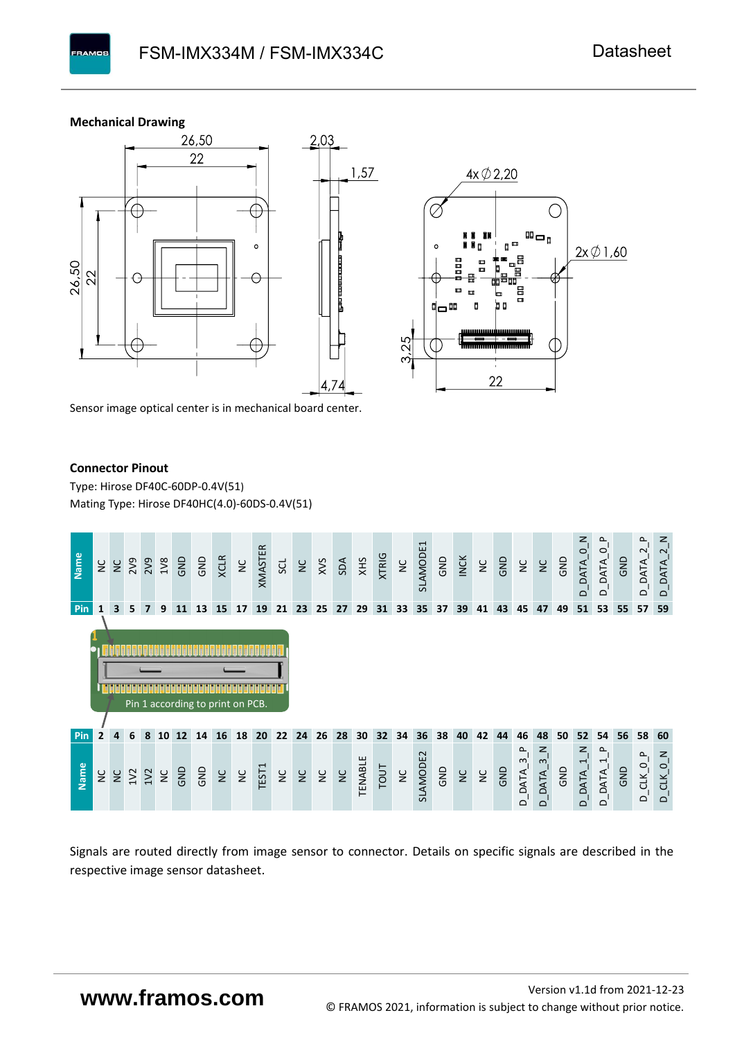### Mechanical Drawing

Sensor image optical center is in mechanical board center.

### Connector Pinout

Type: Hirose DF40C-60DP-0.4V(51)

Mating Type: Hirose DF40HC(4.0)-60DS-0.4V(51)

| Name | NC | NC | 2V9 | 2V9 | 1V8 | GND | GND | XCLR | NC | XMASTER | SCL | NC | XVS | SDA | XHS | XTRIG | NC | SLAMODE1 | GND | INCK | NC | GND | NC | NC | GND | D_DATA_0_N | D_DATA_0_P | GND | D_DATA_2_P | D_DATA_2_N |
|---|---|---|---|---|---|---|---|---|---|---|---|---|---|---|---|---|---|---|---|---|---|---|---|---|---|---|---|---|---|---|
| **Pin** | 1 | 3 | 5 | 7 | 9 | 11 | 13 | 15 | 17 | 19 | 21 | 23 | 25 | 27 | 29 | 31 | 33 | 35 | 37 | 39 | 41 | 43 | 45 | 47 | 49 | 51 | 53 | 55 | 57 | 59 |
| **Pin** | 2 | 4 | 6 | 8 | 10 | 12 | 14 | 16 | 18 | 20 | 22 | 24 | 26 | 28 | 30 | 32 | 34 | 36 | 38 | 40 | 42 | 44 | 46 | 48 | 50 | 52 | 54 | 56 | 58 | 60 |
| **Name** | NC | NC | 1V2 | 1V2 | NC | GND | GND | NC | NC | TEST1 | NC | NC | NC | NC | TENABLE | TOUT | NC | SLAMODE2 | GND | NC | NC | GND | D_DATA_3_P | D_DATA_3_N | GND | D_DATA_1_N | D_DATA_1_P | GND | D_CLK_0_P | D_CLK_0_N |

Pin 1 according to print on PCB.

Signals are routed directly from image sensor to connector. Details on specific signals are described in the respective image sensor datasheet.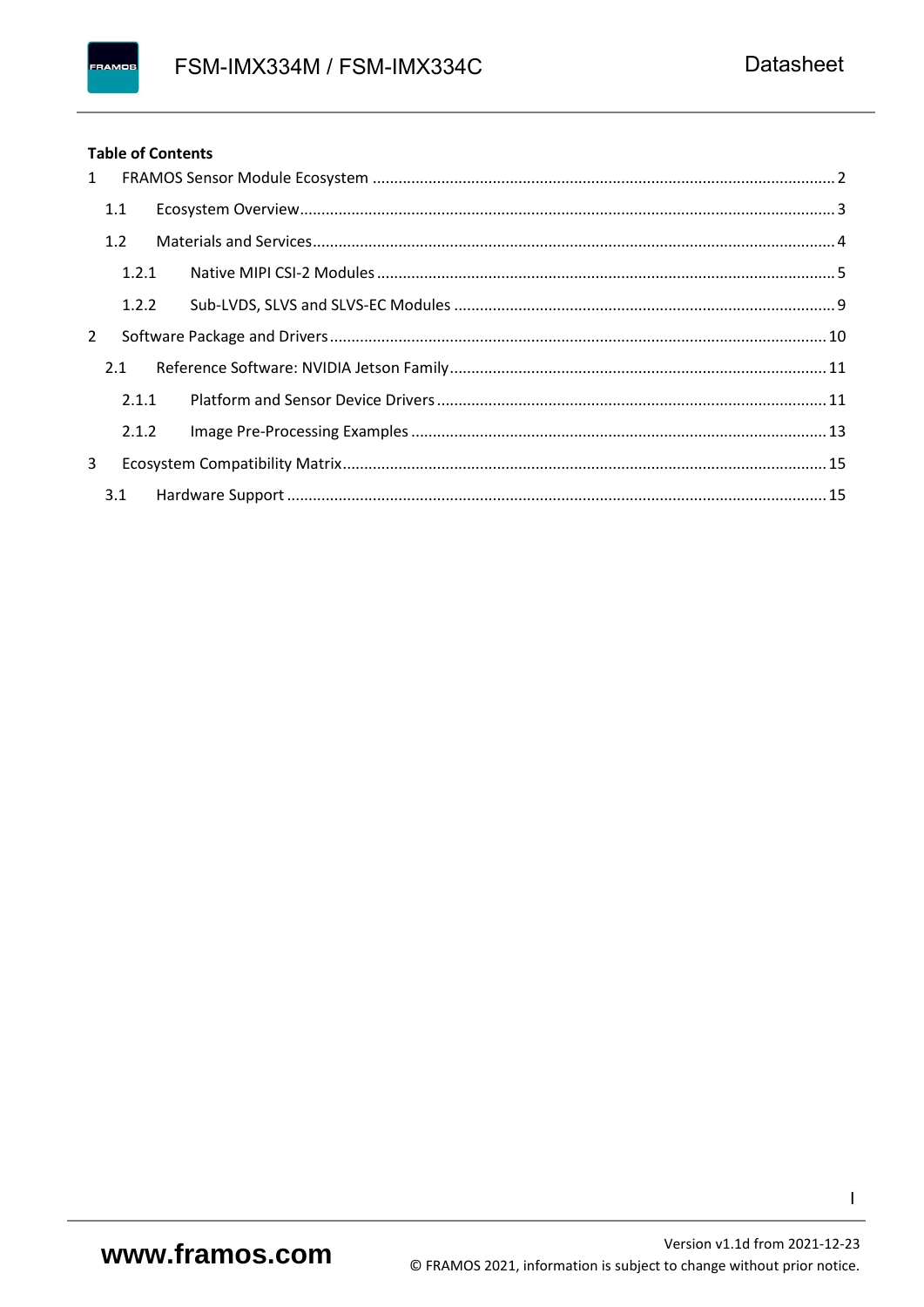**Table of Contents**

1 FRAMOS Sensor Module Ecosystem ........................................ 2

  1.1 Ecosystem Overview ........................................ 3

  1.2 Materials and Services ........................................ 4

    1.2.1 Native MIPI CSI-2 Modules ........................................ 5

    1.2.2 Sub-LVDS, SLVS and SLVS-EC Modules ........................................ 9

2 Software Package and Drivers ........................................ 10

  2.1 Reference Software: NVIDIA Jetson Family ........................................ 11

    2.1.1 Platform and Sensor Device Drivers ........................................ 11

    2.1.2 Image Pre-Processing Examples ........................................ 13

3 Ecosystem Compatibility Matrix ........................................ 15

  3.1 Hardware Support ........................................ 15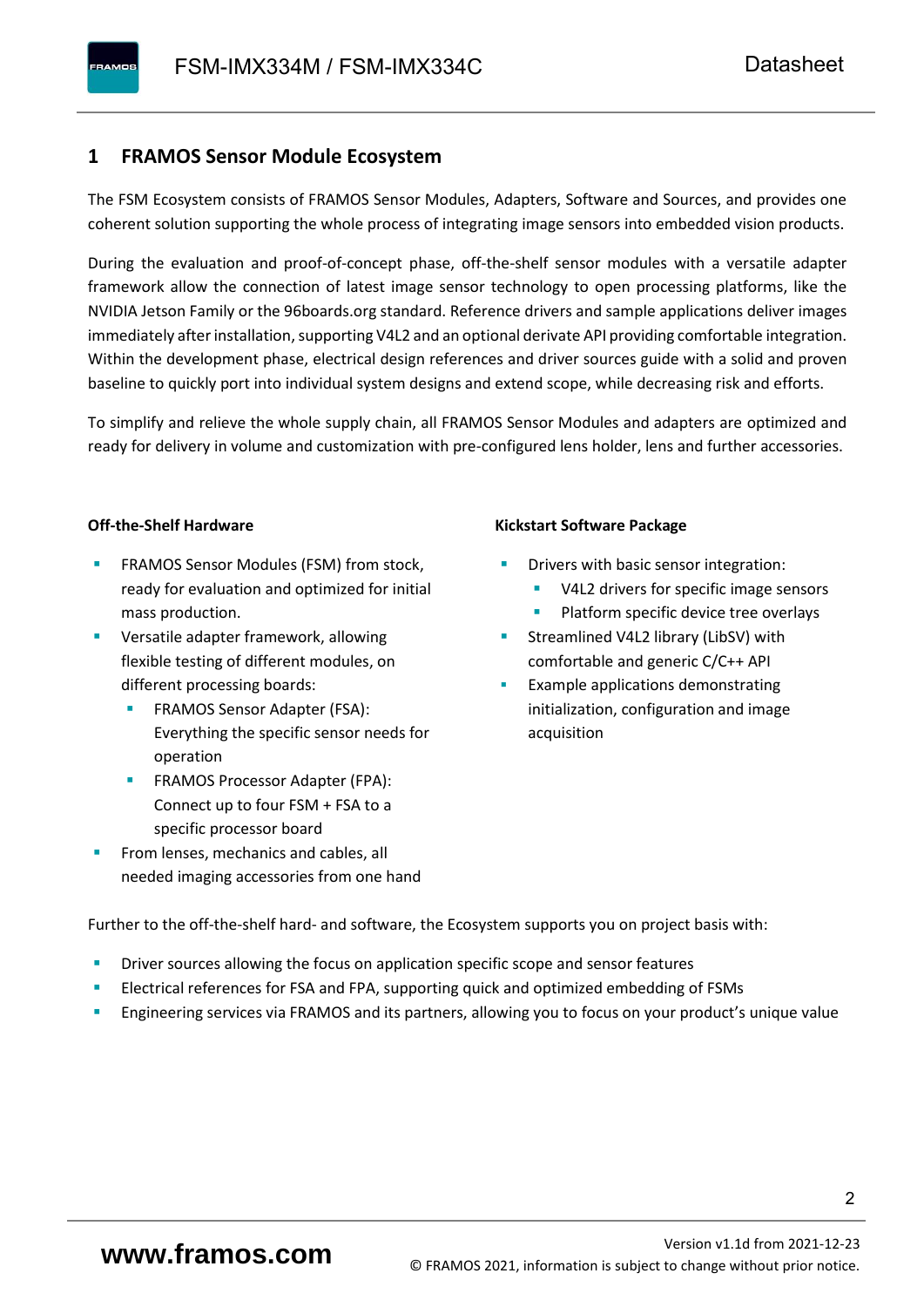# 1 FRAMOS Sensor Module Ecosystem

The FSM Ecosystem consists of FRAMOS Sensor Modules, Adapters, Software and Sources, and provides one coherent solution supporting the whole process of integrating image sensors into embedded vision products.

During the evaluation and proof-of-concept phase, off-the-shelf sensor modules with a versatile adapter framework allow the connection of latest image sensor technology to open processing platforms, like the NVIDIA Jetson Family or the 96boards.org standard. Reference drivers and sample applications deliver images immediately after installation, supporting V4L2 and an optional derivate API providing comfortable integration. Within the development phase, electrical design references and driver sources guide with a solid and proven baseline to quickly port into individual system designs and extend scope, while decreasing risk and efforts.

To simplify and relieve the whole supply chain, all FRAMOS Sensor Modules and adapters are optimized and ready for delivery in volume and customization with pre-configured lens holder, lens and further accessories.

**Off-the-Shelf Hardware**

- FRAMOS Sensor Modules (FSM) from stock, ready for evaluation and optimized for initial mass production.
- Versatile adapter framework, allowing flexible testing of different modules, on different processing boards:
  - FRAMOS Sensor Adapter (FSA): Everything the specific sensor needs for operation
  - FRAMOS Processor Adapter (FPA): Connect up to four FSM + FSA to a specific processor board
- From lenses, mechanics and cables, all needed imaging accessories from one hand

**Kickstart Software Package**

- Drivers with basic sensor integration:
  - V4L2 drivers for specific image sensors
  - Platform specific device tree overlays
- Streamlined V4L2 library (LibSV) with comfortable and generic C/C++ API
- Example applications demonstrating initialization, configuration and image acquisition

Further to the off-the-shelf hard- and software, the Ecosystem supports you on project basis with:

- Driver sources allowing the focus on application specific scope and sensor features
- Electrical references for FSA and FPA, supporting quick and optimized embedding of FSMs
- Engineering services via FRAMOS and its partners, allowing you to focus on your product's unique value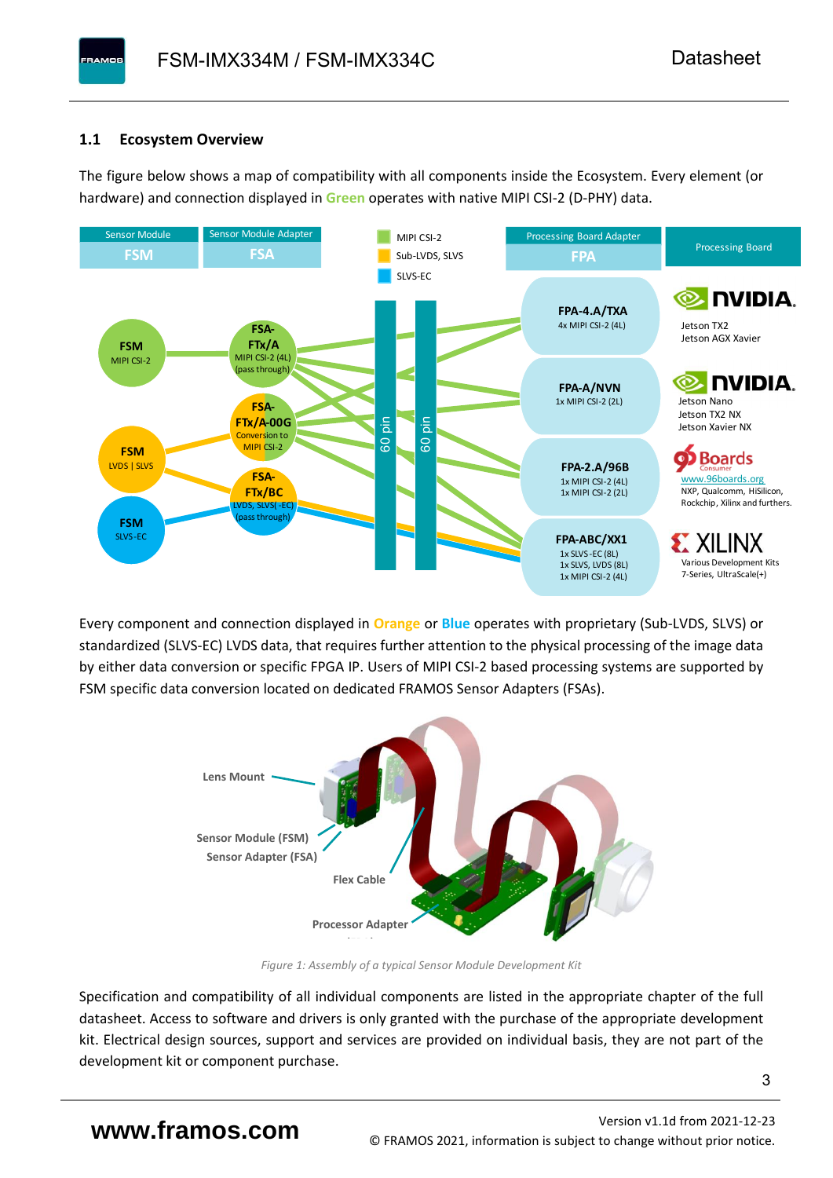## 1.1 Ecosystem Overview

The figure below shows a map of compatibility with all components inside the Ecosystem. Every element (or hardware) and connection displayed in **Green** operates with native MIPI CSI-2 (D-PHY) data.

Every component and connection displayed in **Orange** or **Blue** operates with proprietary (Sub-LVDS, SLVS) or standardized (SLVS-EC) LVDS data, that requires further attention to the physical processing of the image data by either data conversion or specific FPGA IP. Users of MIPI CSI-2 based processing systems are supported by FSM specific data conversion located on dedicated FRAMOS Sensor Adapters (FSAs).

*Figure 1: Assembly of a typical Sensor Module Development Kit*

Specification and compatibility of all individual components are listed in the appropriate chapter of the full datasheet. Access to software and drivers is only granted with the purchase of the appropriate development kit. Electrical design sources, support and services are provided on individual basis, they are not part of the development kit or component purchase.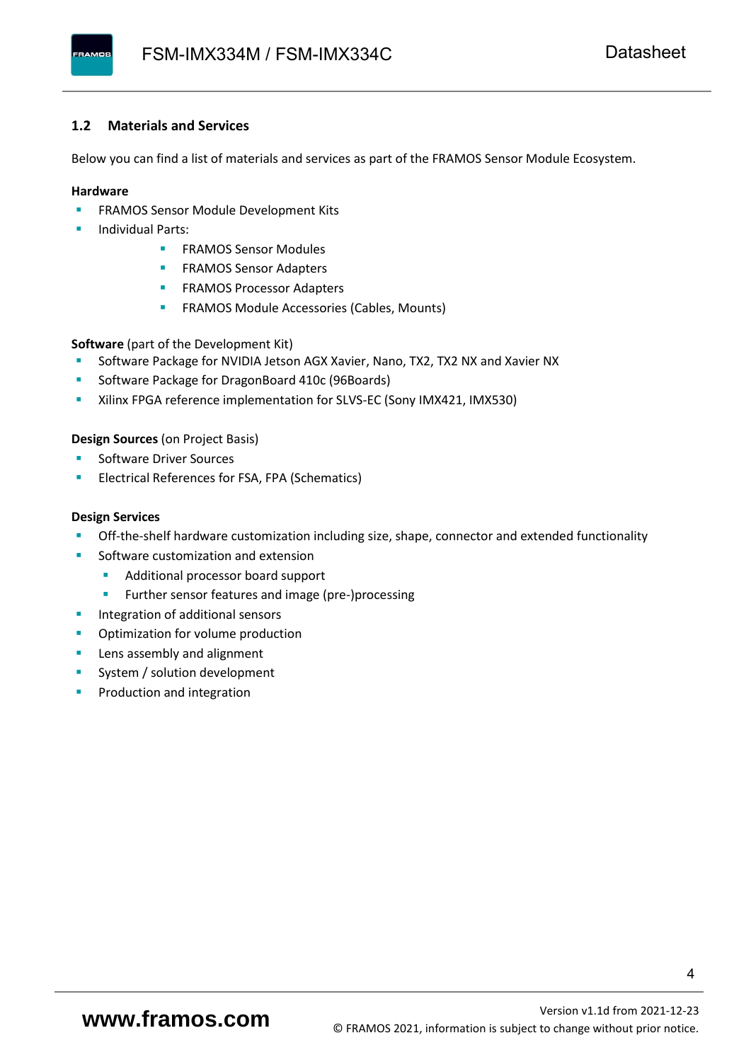## 1.2 Materials and Services

Below you can find a list of materials and services as part of the FRAMOS Sensor Module Ecosystem.

**Hardware**

- FRAMOS Sensor Module Development Kits
- Individual Parts:
    - FRAMOS Sensor Modules
    - FRAMOS Sensor Adapters
    - FRAMOS Processor Adapters
    - FRAMOS Module Accessories (Cables, Mounts)

**Software** (part of the Development Kit)

- Software Package for NVIDIA Jetson AGX Xavier, Nano, TX2, TX2 NX and Xavier NX
- Software Package for DragonBoard 410c (96Boards)
- Xilinx FPGA reference implementation for SLVS-EC (Sony IMX421, IMX530)

**Design Sources** (on Project Basis)

- Software Driver Sources
- Electrical References for FSA, FPA (Schematics)

**Design Services**

- Off-the-shelf hardware customization including size, shape, connector and extended functionality
- Software customization and extension
    - Additional processor board support
    - Further sensor features and image (pre-)processing
- Integration of additional sensors
- Optimization for volume production
- Lens assembly and alignment
- System / solution development
- Production and integration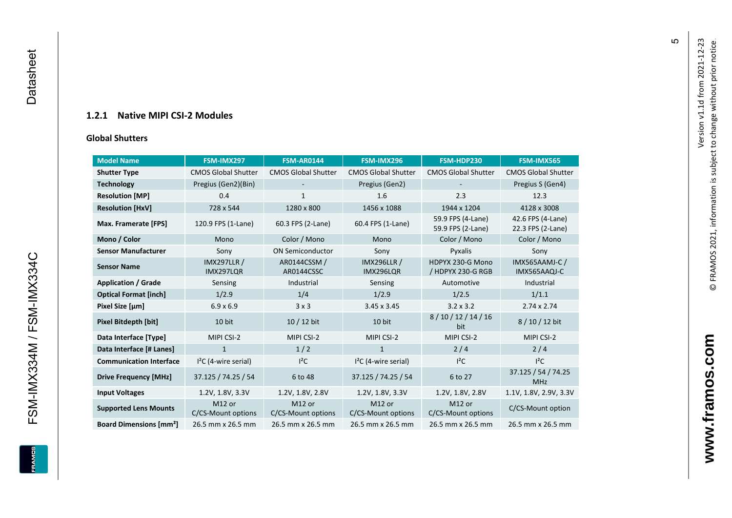### 1.2.1 Native MIPI CSI-2 Modules

**Global Shutters**

| Model Name | FSM-IMX297 | FSM-AR0144 | FSM-IMX296 | FSM-HDP230 | FSM-IMX565 |
|---|---|---|---|---|---|
| **Shutter Type** | CMOS Global Shutter | CMOS Global Shutter | CMOS Global Shutter | CMOS Global Shutter | CMOS Global Shutter |
| **Technology** | Pregius (Gen2)(Bin) | - | Pregius (Gen2) | - | Pregius S (Gen4) |
| **Resolution [MP]** | 0.4 | 1 | 1.6 | 2.3 | 12.3 |
| **Resolution [HxV]** | 728 x 544 | 1280 x 800 | 1456 x 1088 | 1944 x 1204 | 4128 x 3008 |
| **Max. Framerate [FPS]** | 120.9 FPS (1-Lane) | 60.3 FPS (2-Lane) | 60.4 FPS (1-Lane) | 59.9 FPS (4-Lane) 59.9 FPS (2-Lane) | 42.6 FPS (4-Lane) 22.3 FPS (2-Lane) |
| **Mono / Color** | Mono | Color / Mono | Mono | Color / Mono | Color / Mono |
| **Sensor Manufacturer** | Sony | ON Semiconductor | Sony | Pyxalis | Sony |
| **Sensor Name** | IMX297LLR / IMX297LQR | AR0144CSSM / AR0144CSSC | IMX296LLR / IMX296LQR | HDPYX 230-G Mono / HDPYX 230-G RGB | IMX565AAMJ-C / IMX565AAQJ-C |
| **Application / Grade** | Sensing | Industrial | Sensing | Automotive | Industrial |
| **Optical Format [inch]** | 1/2.9 | 1/4 | 1/2.9 | 1/2.5 | 1/1.1 |
| **Pixel Size [µm]** | 6.9 x 6.9 | 3 x 3 | 3.45 x 3.45 | 3.2 x 3.2 | 2.74 x 2.74 |
| **Pixel Bitdepth [bit]** | 10 bit | 10 / 12 bit | 10 bit | 8 / 10 / 12 / 14 / 16 bit | 8 / 10 / 12 bit |
| **Data Interface [Type]** | MIPI CSI-2 | MIPI CSI-2 | MIPI CSI-2 | MIPI CSI-2 | MIPI CSI-2 |
| **Data Interface [# Lanes]** | 1 | 1 / 2 | 1 | 2 / 4 | 2 / 4 |
| **Communication Interface** | I²C (4-wire serial) | I²C | I²C (4-wire serial) | I²C | I²C |
| **Drive Frequency [MHz]** | 37.125 / 74.25 / 54 | 6 to 48 | 37.125 / 74.25 / 54 | 6 to 27 | 37.125 / 54 / 74.25 MHz |
| **Input Voltages** | 1.2V, 1.8V, 3.3V | 1.2V, 1.8V, 2.8V | 1.2V, 1.8V, 3.3V | 1.2V, 1.8V, 2.8V | 1.1V, 1.8V, 2.9V, 3.3V |
| **Supported Lens Mounts** | M12 or C/CS-Mount options | M12 or C/CS-Mount options | M12 or C/CS-Mount options | M12 or C/CS-Mount options | C/CS-Mount option |
| **Board Dimensions [mm²]** | 26.5 mm x 26.5 mm | 26.5 mm x 26.5 mm | 26.5 mm x 26.5 mm | 26.5 mm x 26.5 mm | 26.5 mm x 26.5 mm |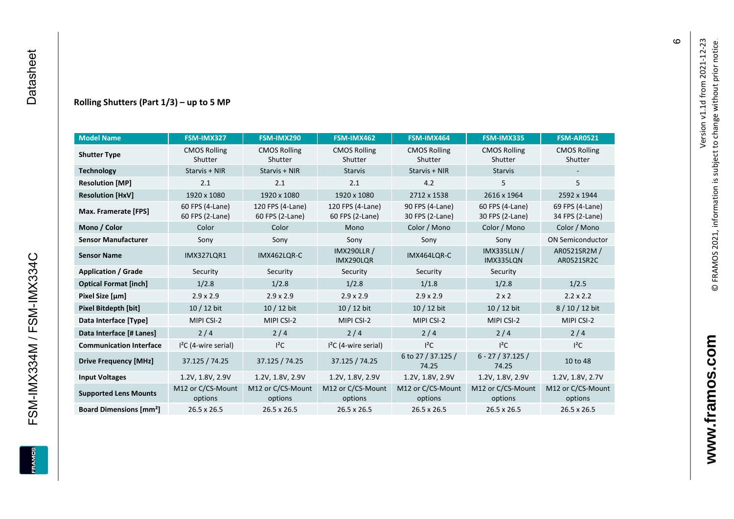### Rolling Shutters (Part 1/3) – up to 5 MP

| Model Name | FSM-IMX327 | FSM-IMX290 | FSM-IMX462 | FSM-IMX464 | FSM-IMX335 | FSM-AR0521 |
|---|---|---|---|---|---|---|
| **Shutter Type** | CMOS Rolling Shutter | CMOS Rolling Shutter | CMOS Rolling Shutter | CMOS Rolling Shutter | CMOS Rolling Shutter | CMOS Rolling Shutter |
| **Technology** | Starvis + NIR | Starvis + NIR | Starvis | Starvis + NIR | Starvis | - |
| **Resolution [MP]** | 2.1 | 2.1 | 2.1 | 4.2 | 5 | 5 |
| **Resolution [HxV]** | 1920 x 1080 | 1920 x 1080 | 1920 x 1080 | 2712 x 1538 | 2616 x 1964 | 2592 x 1944 |
| **Max. Framerate [FPS]** | 60 FPS (4-Lane) 60 FPS (2-Lane) | 120 FPS (4-Lane) 60 FPS (2-Lane) | 120 FPS (4-Lane) 60 FPS (2-Lane) | 90 FPS (4-Lane) 30 FPS (2-Lane) | 60 FPS (4-Lane) 30 FPS (2-Lane) | 69 FPS (4-Lane) 34 FPS (2-Lane) |
| **Mono / Color** | Color | Color | Mono | Color / Mono | Color / Mono | Color / Mono |
| **Sensor Manufacturer** | Sony | Sony | Sony | Sony | Sony | ON Semiconductor |
| **Sensor Name** | IMX327LQR1 | IMX462LQR-C | IMX290LLR / IMX290LQR | IMX464LQR-C | IMX335LLN / IMX335LQN | AR0521SR2M / AR0521SR2C |
| **Application / Grade** | Security | Security | Security | Security | Security | |
| **Optical Format [inch]** | 1/2.8 | 1/2.8 | 1/2.8 | 1/1.8 | 1/2.8 | 1/2.5 |
| **Pixel Size [µm]** | 2.9 x 2.9 | 2.9 x 2.9 | 2.9 x 2.9 | 2.9 x 2.9 | 2 x 2 | 2.2 x 2.2 |
| **Pixel Bitdepth [bit]** | 10 / 12 bit | 10 / 12 bit | 10 / 12 bit | 10 / 12 bit | 10 / 12 bit | 8 / 10 / 12 bit |
| **Data Interface [Type]** | MIPI CSI-2 | MIPI CSI-2 | MIPI CSI-2 | MIPI CSI-2 | MIPI CSI-2 | MIPI CSI-2 |
| **Data Interface [# Lanes]** | 2 / 4 | 2 / 4 | 2 / 4 | 2 / 4 | 2 / 4 | 2 / 4 |
| **Communication Interface** | I²C (4-wire serial) | I²C | I²C (4-wire serial) | I²C | I²C | I²C |
| **Drive Frequency [MHz]** | 37.125 / 74.25 | 37.125 / 74.25 | 37.125 / 74.25 | 6 to 27 / 37.125 / 74.25 | 6 - 27 / 37.125 / 74.25 | 10 to 48 |
| **Input Voltages** | 1.2V, 1.8V, 2.9V | 1.2V, 1.8V, 2.9V | 1.2V, 1.8V, 2.9V | 1.2V, 1.8V, 2.9V | 1.2V, 1.8V, 2.9V | 1.2V, 1.8V, 2.7V |
| **Supported Lens Mounts** | M12 or C/CS-Mount options | M12 or C/CS-Mount options | M12 or C/CS-Mount options | M12 or C/CS-Mount options | M12 or C/CS-Mount options | M12 or C/CS-Mount options |
| **Board Dimensions [mm²]** | 26.5 x 26.5 | 26.5 x 26.5 | 26.5 x 26.5 | 26.5 x 26.5 | 26.5 x 26.5 | 26.5 x 26.5 |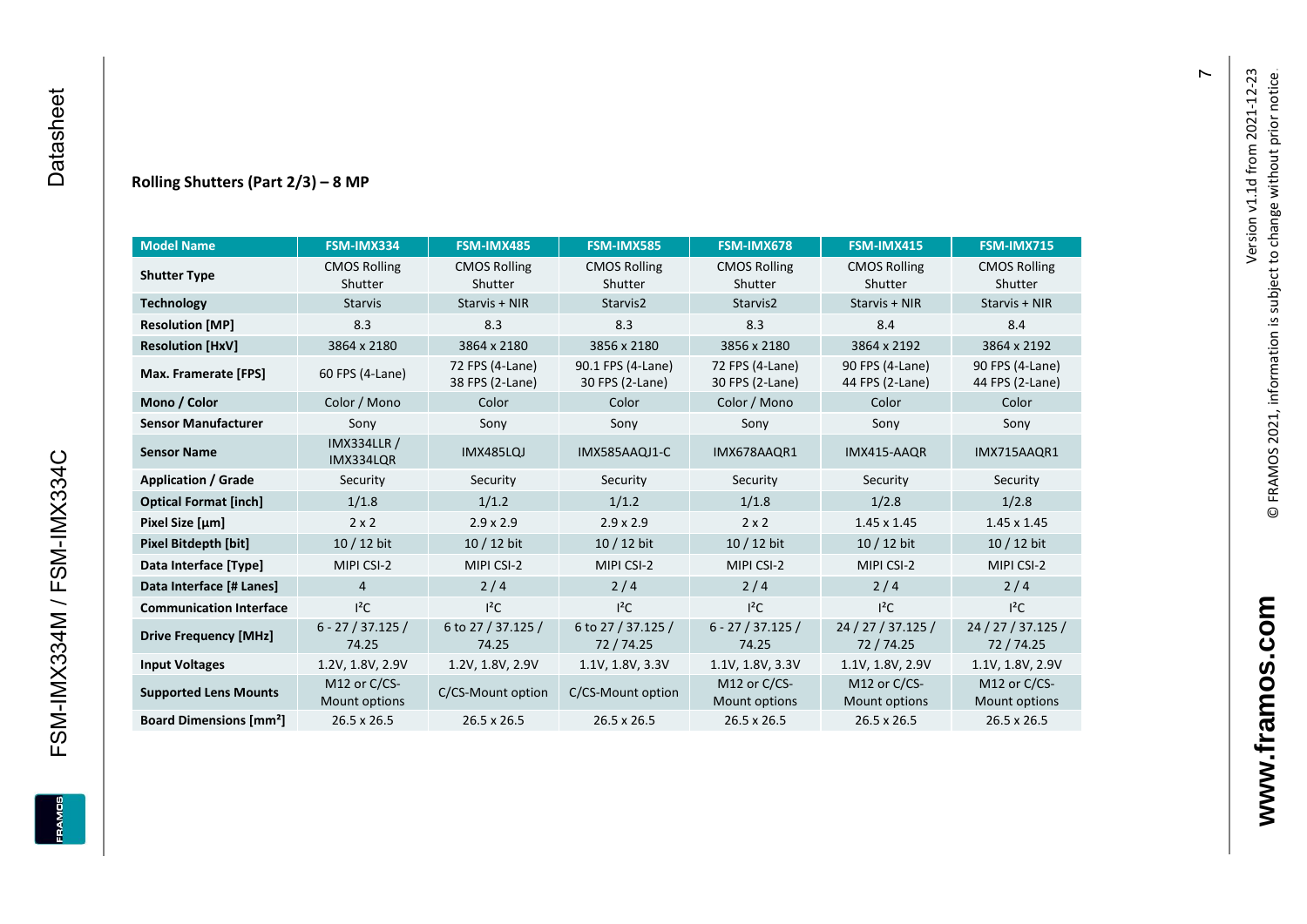## Rolling Shutters (Part 2/3) – 8 MP

| Model Name | FSM-IMX334 | FSM-IMX485 | FSM-IMX585 | FSM-IMX678 | FSM-IMX415 | FSM-IMX715 |
|---|---|---|---|---|---|---|
| **Shutter Type** | CMOS Rolling Shutter | CMOS Rolling Shutter | CMOS Rolling Shutter | CMOS Rolling Shutter | CMOS Rolling Shutter | CMOS Rolling Shutter |
| **Technology** | Starvis | Starvis + NIR | Starvis2 | Starvis2 | Starvis + NIR | Starvis + NIR |
| **Resolution [MP]** | 8.3 | 8.3 | 8.3 | 8.3 | 8.4 | 8.4 |
| **Resolution [HxV]** | 3864 x 2180 | 3864 x 2180 | 3856 x 2180 | 3856 x 2180 | 3864 x 2192 | 3864 x 2192 |
| **Max. Framerate [FPS]** | 60 FPS (4-Lane) | 72 FPS (4-Lane) 38 FPS (2-Lane) | 90.1 FPS (4-Lane) 30 FPS (2-Lane) | 72 FPS (4-Lane) 30 FPS (2-Lane) | 90 FPS (4-Lane) 44 FPS (2-Lane) | 90 FPS (4-Lane) 44 FPS (2-Lane) |
| **Mono / Color** | Color / Mono | Color | Color | Color / Mono | Color | Color |
| **Sensor Manufacturer** | Sony | Sony | Sony | Sony | Sony | Sony |
| **Sensor Name** | IMX334LLR / IMX334LQR | IMX485LQJ | IMX585AAQJ1-C | IMX678AAQR1 | IMX415-AAQR | IMX715AAQR1 |
| **Application / Grade** | Security | Security | Security | Security | Security | Security |
| **Optical Format [inch]** | 1/1.8 | 1/1.2 | 1/1.2 | 1/1.8 | 1/2.8 | 1/2.8 |
| **Pixel Size [µm]** | 2 x 2 | 2.9 x 2.9 | 2.9 x 2.9 | 2 x 2 | 1.45 x 1.45 | 1.45 x 1.45 |
| **Pixel Bitdepth [bit]** | 10 / 12 bit | 10 / 12 bit | 10 / 12 bit | 10 / 12 bit | 10 / 12 bit | 10 / 12 bit |
| **Data Interface [Type]** | MIPI CSI-2 | MIPI CSI-2 | MIPI CSI-2 | MIPI CSI-2 | MIPI CSI-2 | MIPI CSI-2 |
| **Data Interface [# Lanes]** | 4 | 2 / 4 | 2 / 4 | 2 / 4 | 2 / 4 | 2 / 4 |
| **Communication Interface** | I²C | I²C | I²C | I²C | I²C | I²C |
| **Drive Frequency [MHz]** | 6 - 27 / 37.125 / 74.25 | 6 to 27 / 37.125 / 74.25 | 6 to 27 / 37.125 / 72 / 74.25 | 6 - 27 / 37.125 / 74.25 | 24 / 27 / 37.125 / 72 / 74.25 | 24 / 27 / 37.125 / 72 / 74.25 |
| **Input Voltages** | 1.2V, 1.8V, 2.9V | 1.2V, 1.8V, 2.9V | 1.1V, 1.8V, 3.3V | 1.1V, 1.8V, 3.3V | 1.1V, 1.8V, 2.9V | 1.1V, 1.8V, 2.9V |
| **Supported Lens Mounts** | M12 or C/CS-Mount options | C/CS-Mount option | C/CS-Mount option | M12 or C/CS-Mount options | M12 or C/CS-Mount options | M12 or C/CS-Mount options |
| **Board Dimensions [mm²]** | 26.5 x 26.5 | 26.5 x 26.5 | 26.5 x 26.5 | 26.5 x 26.5 | 26.5 x 26.5 | 26.5 x 26.5 |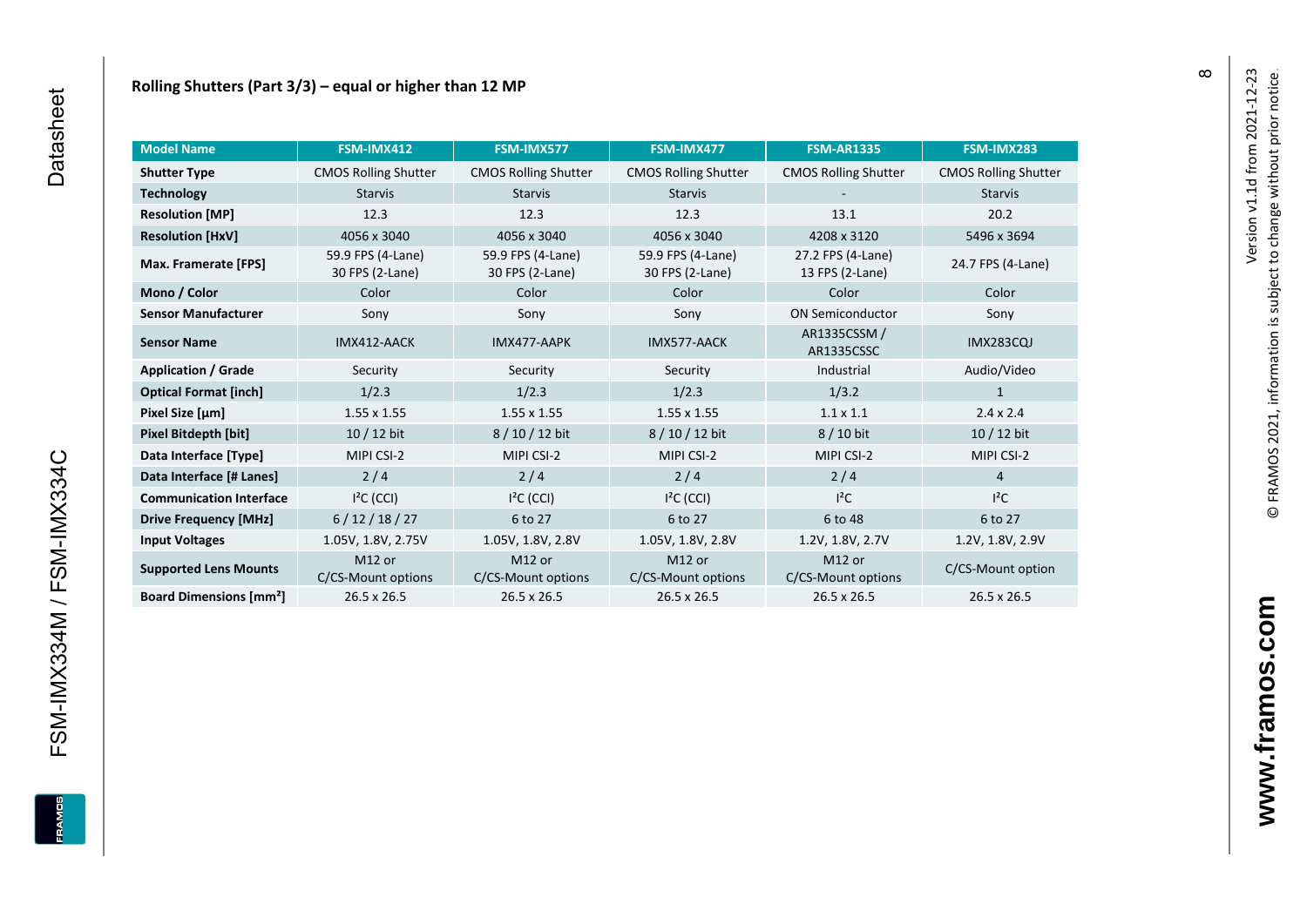## Rolling Shutters (Part 3/3) – equal or higher than 12 MP

| Model Name | FSM-IMX412 | FSM-IMX577 | FSM-IMX477 | FSM-AR1335 | FSM-IMX283 |
|---|---|---|---|---|---|
| **Shutter Type** | CMOS Rolling Shutter | CMOS Rolling Shutter | CMOS Rolling Shutter | CMOS Rolling Shutter | CMOS Rolling Shutter |
| **Technology** | Starvis | Starvis | Starvis | - | Starvis |
| **Resolution [MP]** | 12.3 | 12.3 | 12.3 | 13.1 | 20.2 |
| **Resolution [HxV]** | 4056 x 3040 | 4056 x 3040 | 4056 x 3040 | 4208 x 3120 | 5496 x 3694 |
| **Max. Framerate [FPS]** | 59.9 FPS (4-Lane) 30 FPS (2-Lane) | 59.9 FPS (4-Lane) 30 FPS (2-Lane) | 59.9 FPS (4-Lane) 30 FPS (2-Lane) | 27.2 FPS (4-Lane) 13 FPS (2-Lane) | 24.7 FPS (4-Lane) |
| **Mono / Color** | Color | Color | Color | Color | Color |
| **Sensor Manufacturer** | Sony | Sony | Sony | ON Semiconductor | Sony |
| **Sensor Name** | IMX412-AACK | IMX477-AAPK | IMX577-AACK | AR1335CSSM / AR1335CSSC | IMX283CQJ |
| **Application / Grade** | Security | Security | Security | Industrial | Audio/Video |
| **Optical Format [inch]** | 1/2.3 | 1/2.3 | 1/2.3 | 1/3.2 | 1 |
| **Pixel Size [µm]** | 1.55 x 1.55 | 1.55 x 1.55 | 1.55 x 1.55 | 1.1 x 1.1 | 2.4 x 2.4 |
| **Pixel Bitdepth [bit]** | 10 / 12 bit | 8 / 10 / 12 bit | 8 / 10 / 12 bit | 8 / 10 bit | 10 / 12 bit |
| **Data Interface [Type]** | MIPI CSI-2 | MIPI CSI-2 | MIPI CSI-2 | MIPI CSI-2 | MIPI CSI-2 |
| **Data Interface [# Lanes]** | 2 / 4 | 2 / 4 | 2 / 4 | 2 / 4 | 4 |
| **Communication Interface** | I²C (CCI) | I²C (CCI) | I²C (CCI) | I²C | I²C |
| **Drive Frequency [MHz]** | 6 / 12 / 18 / 27 | 6 to 27 | 6 to 27 | 6 to 48 | 6 to 27 |
| **Input Voltages** | 1.05V, 1.8V, 2.75V | 1.05V, 1.8V, 2.8V | 1.05V, 1.8V, 2.8V | 1.2V, 1.8V, 2.7V | 1.2V, 1.8V, 2.9V |
| **Supported Lens Mounts** | M12 or C/CS-Mount options | M12 or C/CS-Mount options | M12 or C/CS-Mount options | M12 or C/CS-Mount options | C/CS-Mount option |
| **Board Dimensions [mm²]** | 26.5 x 26.5 | 26.5 x 26.5 | 26.5 x 26.5 | 26.5 x 26.5 | 26.5 x 26.5 |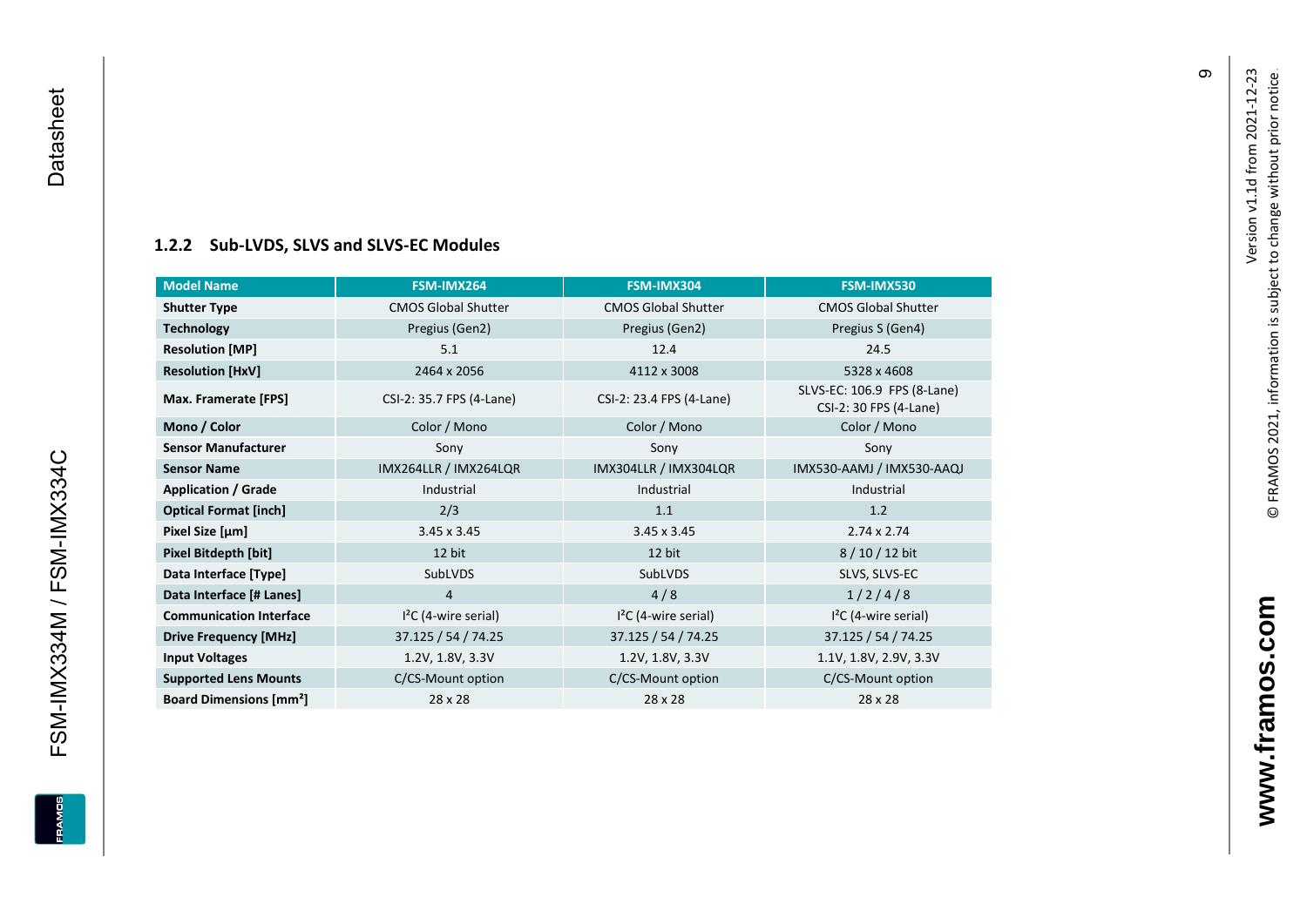### 1.2.2 Sub-LVDS, SLVS and SLVS-EC Modules

| Model Name | FSM-IMX264 | FSM-IMX304 | FSM-IMX530 |
|---|---|---|---|
| **Shutter Type** | CMOS Global Shutter | CMOS Global Shutter | CMOS Global Shutter |
| **Technology** | Pregius (Gen2) | Pregius (Gen2) | Pregius S (Gen4) |
| **Resolution [MP]** | 5.1 | 12.4 | 24.5 |
| **Resolution [HxV]** | 2464 x 2056 | 4112 x 3008 | 5328 x 4608 |
| **Max. Framerate [FPS]** | CSI-2: 35.7 FPS (4-Lane) | CSI-2: 23.4 FPS (4-Lane) | SLVS-EC: 106.9 FPS (8-Lane) CSI-2: 30 FPS (4-Lane) |
| **Mono / Color** | Color / Mono | Color / Mono | Color / Mono |
| **Sensor Manufacturer** | Sony | Sony | Sony |
| **Sensor Name** | IMX264LLR / IMX264LQR | IMX304LLR / IMX304LQR | IMX530-AAMJ / IMX530-AAQJ |
| **Application / Grade** | Industrial | Industrial | Industrial |
| **Optical Format [inch]** | 2/3 | 1.1 | 1.2 |
| **Pixel Size [µm]** | 3.45 x 3.45 | 3.45 x 3.45 | 2.74 x 2.74 |
| **Pixel Bitdepth [bit]** | 12 bit | 12 bit | 8 / 10 / 12 bit |
| **Data Interface [Type]** | SubLVDS | SubLVDS | SLVS, SLVS-EC |
| **Data Interface [# Lanes]** | 4 | 4 / 8 | 1 / 2 / 4 / 8 |
| **Communication Interface** | I²C (4-wire serial) | I²C (4-wire serial) | I²C (4-wire serial) |
| **Drive Frequency [MHz]** | 37.125 / 54 / 74.25 | 37.125 / 54 / 74.25 | 37.125 / 54 / 74.25 |
| **Input Voltages** | 1.2V, 1.8V, 3.3V | 1.2V, 1.8V, 3.3V | 1.1V, 1.8V, 2.9V, 3.3V |
| **Supported Lens Mounts** | C/CS-Mount option | C/CS-Mount option | C/CS-Mount option |
| **Board Dimensions [mm²]** | 28 x 28 | 28 x 28 | 28 x 28 |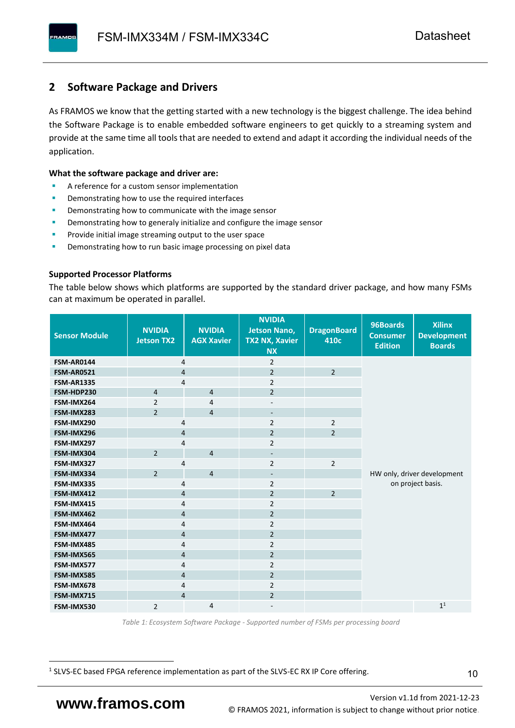## 2 Software Package and Drivers

As FRAMOS we know that the getting started with a new technology is the biggest challenge. The idea behind the Software Package is to enable embedded software engineers to get quickly to a streaming system and provide at the same time all tools that are needed to extend and adapt it according the individual needs of the application.

**What the software package and driver are:**

- A reference for a custom sensor implementation
- Demonstrating how to use the required interfaces
- Demonstrating how to communicate with the image sensor
- Demonstrating how to generaly initialize and configure the image sensor
- Provide initial image streaming output to the user space
- Demonstrating how to run basic image processing on pixel data

**Supported Processor Platforms**

The table below shows which platforms are supported by the standard driver package, and how many FSMs can at maximum be operated in parallel.

| Sensor Module | NVIDIA Jetson TX2 | NVIDIA AGX Xavier | NVIDIA Jetson Nano, TX2 NX, Xavier NX | DragonBoard 410c | 96Boards Consumer Edition | Xilinx Development Boards |
|---|---|---|---|---|---|---|
| FSM-AR0144 | 4 | | 2 | | HW only, driver development on project basis. | |
| FSM-AR0521 | 4 | | 2 | 2 | | |
| FSM-AR1335 | 4 | | 2 | | | |
| FSM-HDP230 | 4 | 4 | 2 | | | |
| FSM-IMX264 | 2 | 4 | - | | | |
| FSM-IMX283 | 2 | 4 | - | | | |
| FSM-IMX290 | 4 | | 2 | 2 | | |
| FSM-IMX296 | 4 | | 2 | 2 | | |
| FSM-IMX297 | 4 | | 2 | | | |
| FSM-IMX304 | 2 | 4 | - | | | |
| FSM-IMX327 | 4 | | 2 | 2 | | |
| FSM-IMX334 | 2 | 4 | - | | | |
| FSM-IMX335 | 4 | | 2 | | | |
| FSM-IMX412 | 4 | | 2 | 2 | | |
| FSM-IMX415 | 4 | | 2 | | | |
| FSM-IMX462 | 4 | | 2 | | | |
| FSM-IMX464 | 4 | | 2 | | | |
| FSM-IMX477 | 4 | | 2 | | | |
| FSM-IMX485 | 4 | | 2 | | | |
| FSM-IMX565 | 4 | | 2 | | | |
| FSM-IMX577 | 4 | | 2 | | | |
| FSM-IMX585 | 4 | | 2 | | | |
| FSM-IMX678 | 4 | | 2 | | | |
| FSM-IMX715 | 4 | | 2 | | | |
| FSM-IMX530 | 2 | 4 | - | | | 1[1] |

*Table 1: Ecosystem Software Package - Supported number of FSMs per processing board*

[1] SLVS-EC based FPGA reference implementation as part of the SLVS-EC RX IP Core offering.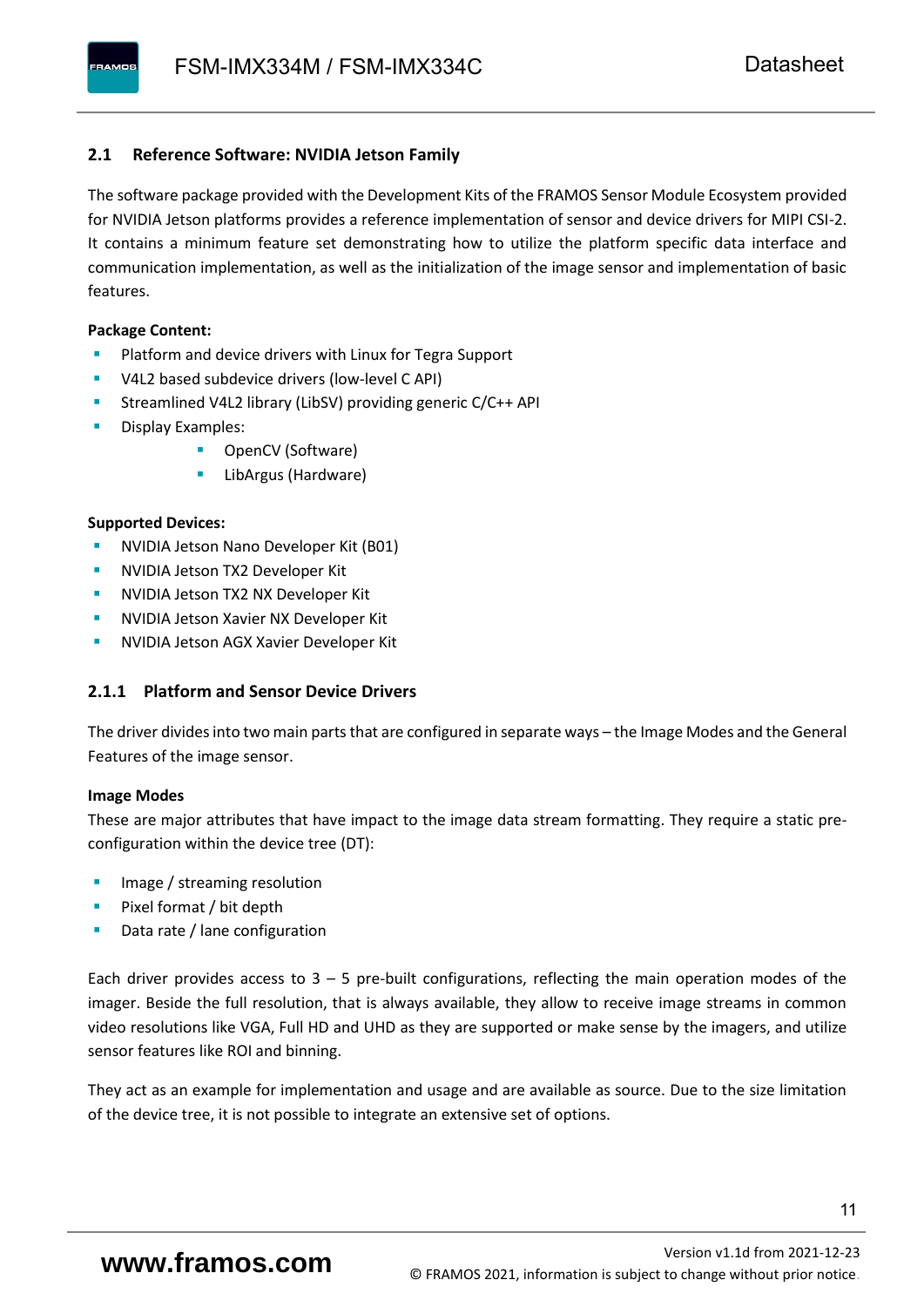## 2.1 Reference Software: NVIDIA Jetson Family

The software package provided with the Development Kits of the FRAMOS Sensor Module Ecosystem provided for NVIDIA Jetson platforms provides a reference implementation of sensor and device drivers for MIPI CSI-2. It contains a minimum feature set demonstrating how to utilize the platform specific data interface and communication implementation, as well as the initialization of the image sensor and implementation of basic features.

**Package Content:**

- Platform and device drivers with Linux for Tegra Support
- V4L2 based subdevice drivers (low-level C API)
- Streamlined V4L2 library (LibSV) providing generic C/C++ API
- Display Examples:
    - OpenCV (Software)
    - LibArgus (Hardware)

**Supported Devices:**

- NVIDIA Jetson Nano Developer Kit (B01)
- NVIDIA Jetson TX2 Developer Kit
- NVIDIA Jetson TX2 NX Developer Kit
- NVIDIA Jetson Xavier NX Developer Kit
- NVIDIA Jetson AGX Xavier Developer Kit

### 2.1.1 Platform and Sensor Device Drivers

The driver divides into two main parts that are configured in separate ways – the Image Modes and the General Features of the image sensor.

**Image Modes**

These are major attributes that have impact to the image data stream formatting. They require a static pre-configuration within the device tree (DT):

- Image / streaming resolution
- Pixel format / bit depth
- Data rate / lane configuration

Each driver provides access to 3 – 5 pre-built configurations, reflecting the main operation modes of the imager. Beside the full resolution, that is always available, they allow to receive image streams in common video resolutions like VGA, Full HD and UHD as they are supported or make sense by the imagers, and utilize sensor features like ROI and binning.

They act as an example for implementation and usage and are available as source. Due to the size limitation of the device tree, it is not possible to integrate an extensive set of options.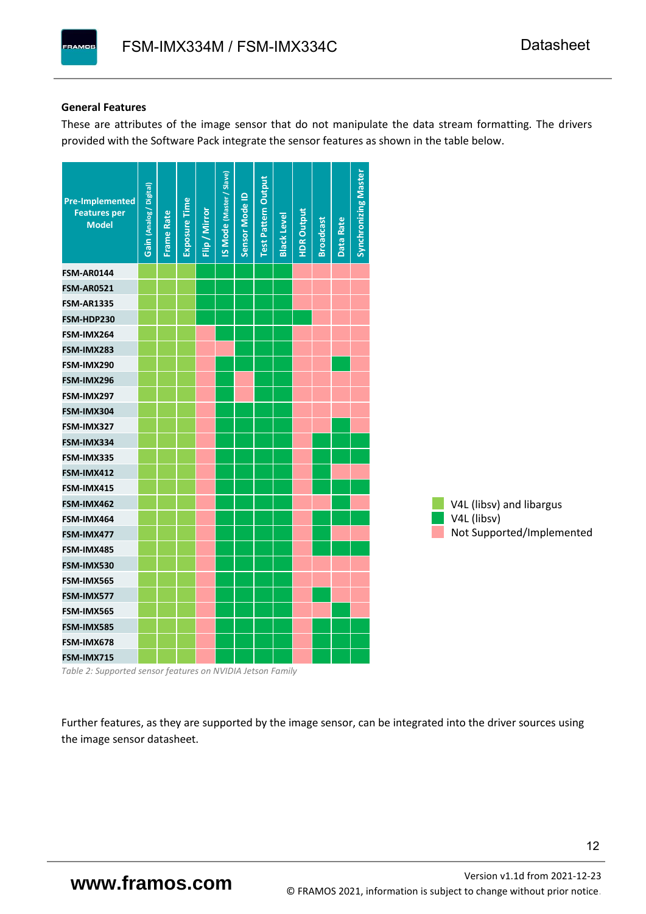### General Features

These are attributes of the image sensor that do not manipulate the data stream formatting. The drivers provided with the Software Pack integrate the sensor features as shown in the table below.

| Pre-Implemented Features per Model | Gain (Analog / Digital) | Frame Rate | Exposure Time | Flip / Mirror | IS Mode (Master / Slave) | Sensor Mode ID | Test Pattern Output | Black Level | HDR Output | Broadcast | Data Rate | Synchronizing Master |
|---|---|---|---|---|---|---|---|---|---|---|---|---|
| FSM-AR0144 | V4L+A | V4L+A | V4L+A | V4L | V4L | V4L | V4L | V4L | – | – | – | – |
| FSM-AR0521 | V4L+A | V4L+A | V4L+A | V4L | V4L | V4L | V4L | V4L | – | – | – | – |
| FSM-AR1335 | V4L+A | V4L+A | V4L+A | V4L | V4L | V4L | V4L | V4L | – | – | – | – |
| FSM-HDP230 | V4L+A | V4L+A | V4L+A | V4L | V4L | V4L | V4L | V4L | V4L | – | – | – |
| FSM-IMX264 | V4L+A | V4L+A | V4L+A | – | V4L | V4L | V4L | V4L | – | – | – | – |
| FSM-IMX283 | V4L+A | V4L+A | V4L+A | – | – | V4L | V4L | V4L | – | – | – | – |
| FSM-IMX290 | V4L+A | V4L+A | V4L+A | – | V4L | V4L | V4L | V4L | – | – | V4L | – |
| FSM-IMX296 | V4L+A | V4L+A | V4L+A | – | V4L | – | V4L | V4L | – | – | – | – |
| FSM-IMX297 | V4L+A | V4L+A | V4L+A | – | V4L | – | V4L | V4L | – | – | – | – |
| FSM-IMX304 | V4L+A | V4L+A | V4L+A | – | V4L | V4L | V4L | V4L | – | – | – | – |
| FSM-IMX327 | V4L+A | V4L+A | V4L+A | – | V4L | V4L | V4L | V4L | – | – | V4L | – |
| FSM-IMX334 | V4L+A | V4L+A | V4L+A | – | V4L | V4L | V4L | V4L | – | V4L | V4L | V4L |
| FSM-IMX335 | V4L+A | V4L+A | V4L+A | – | V4L | V4L | V4L | V4L | – | V4L | V4L | V4L |
| FSM-IMX412 | V4L+A | V4L+A | V4L+A | – | V4L | V4L | V4L | V4L | – | V4L | – | – |
| FSM-IMX415 | V4L+A | V4L+A | V4L+A | – | V4L | V4L | V4L | V4L | – | V4L | V4L | V4L |
| FSM-IMX462 | V4L+A | V4L+A | V4L+A | – | V4L | V4L | V4L | V4L | – | – | V4L | – |
| FSM-IMX464 | V4L+A | V4L+A | V4L+A | – | V4L | V4L | V4L | V4L | – | V4L | V4L | V4L |
| FSM-IMX477 | V4L+A | V4L+A | V4L+A | – | V4L | V4L | V4L | V4L | – | V4L | – | – |
| FSM-IMX485 | V4L+A | V4L+A | V4L+A | – | V4L | V4L | V4L | V4L | – | V4L | V4L | V4L |
| FSM-IMX530 | V4L+A | V4L+A | V4L+A | – | V4L | V4L | V4L | V4L | – | – | – | – |
| FSM-IMX565 | V4L+A | V4L+A | V4L+A | – | V4L | V4L | V4L | V4L | – | – | – | – |
| FSM-IMX577 | V4L+A | V4L+A | V4L+A | – | V4L | V4L | V4L | V4L | – | V4L | – | – |
| FSM-IMX565 | V4L+A | V4L+A | V4L+A | – | V4L | V4L | V4L | V4L | – | – | V4L | – |
| FSM-IMX585 | V4L+A | V4L+A | V4L+A | – | V4L | V4L | V4L | V4L | – | V4L | V4L | V4L |
| FSM-IMX678 | V4L+A | V4L+A | V4L+A | – | V4L | V4L | V4L | V4L | – | V4L | V4L | V4L |
| FSM-IMX715 | V4L+A | V4L+A | V4L+A | – | V4L | V4L | V4L | V4L | – | V4L | V4L | V4L |

Legend:
- V4L+A: V4L (libsv) and libargus
- V4L: V4L (libsv)
- –: Not Supported/Implemented

*Table 2: Supported sensor features on NVIDIA Jetson Family*

Further features, as they are supported by the image sensor, can be integrated into the driver sources using the image sensor datasheet.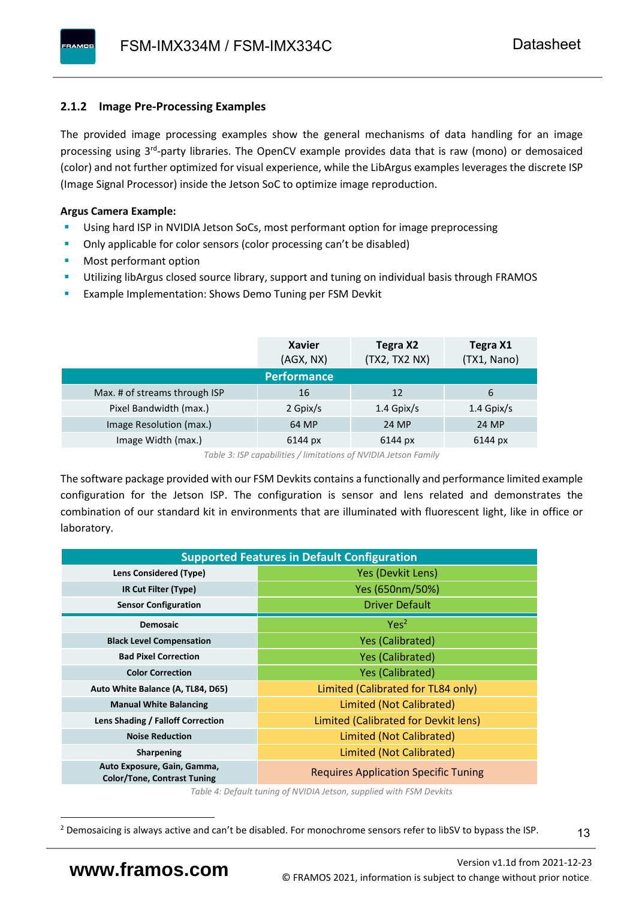### 2.1.2 Image Pre-Processing Examples

The provided image processing examples show the general mechanisms of data handling for an image processing using 3rd-party libraries. The OpenCV example provides data that is raw (mono) or demosaiced (color) and not further optimized for visual experience, while the LibArgus examples leverages the discrete ISP (Image Signal Processor) inside the Jetson SoC to optimize image reproduction.

**Argus Camera Example:**

- Using hard ISP in NVIDIA Jetson SoCs, most performant option for image preprocessing
- Only applicable for color sensors (color processing can't be disabled)
- Most performant option
- Utilizing libArgus closed source library, support and tuning on individual basis through FRAMOS
- Example Implementation: Shows Demo Tuning per FSM Devkit

| | **Xavier** (AGX, NX) | **Tegra X2** (TX2, TX2 NX) | **Tegra X1** (TX1, Nano) |
|---|---|---|---|
| **Performance** | | | |
| Max. # of streams through ISP | 16 | 12 | 6 |
| Pixel Bandwidth (max.) | 2 Gpix/s | 1.4 Gpix/s | 1.4 Gpix/s |
| Image Resolution (max.) | 64 MP | 24 MP | 24 MP |
| Image Width (max.) | 6144 px | 6144 px | 6144 px |

*Table 3: ISP capabilities / limitations of NVIDIA Jetson Family*

The software package provided with our FSM Devkits contains a functionally and performance limited example configuration for the Jetson ISP. The configuration is sensor and lens related and demonstrates the combination of our standard kit in environments that are illuminated with fluorescent light, like in office or laboratory.

| **Supported Features in Default Configuration** | |
|---|---|
| **Lens Considered (Type)** | Yes (Devkit Lens) |
| **IR Cut Filter (Type)** | Yes (650nm/50%) |
| **Sensor Configuration** | Driver Default |
| **Demosaic** | Yes[2] |
| **Black Level Compensation** | Yes (Calibrated) |
| **Bad Pixel Correction** | Yes (Calibrated) |
| **Color Correction** | Yes (Calibrated) |
| **Auto White Balance (A, TL84, D65)** | Limited (Calibrated for TL84 only) |
| **Manual White Balancing** | Limited (Not Calibrated) |
| **Lens Shading / Falloff Correction** | Limited (Calibrated for Devkit lens) |
| **Noise Reduction** | Limited (Not Calibrated) |
| **Sharpening** | Limited (Not Calibrated) |
| **Auto Exposure, Gain, Gamma, Color/Tone, Contrast Tuning** | Requires Application Specific Tuning |

*Table 4: Default tuning of NVIDIA Jetson, supplied with FSM Devkits*

[2] Demosaicing is always active and can't be disabled. For monochrome sensors refer to libSV to bypass the ISP.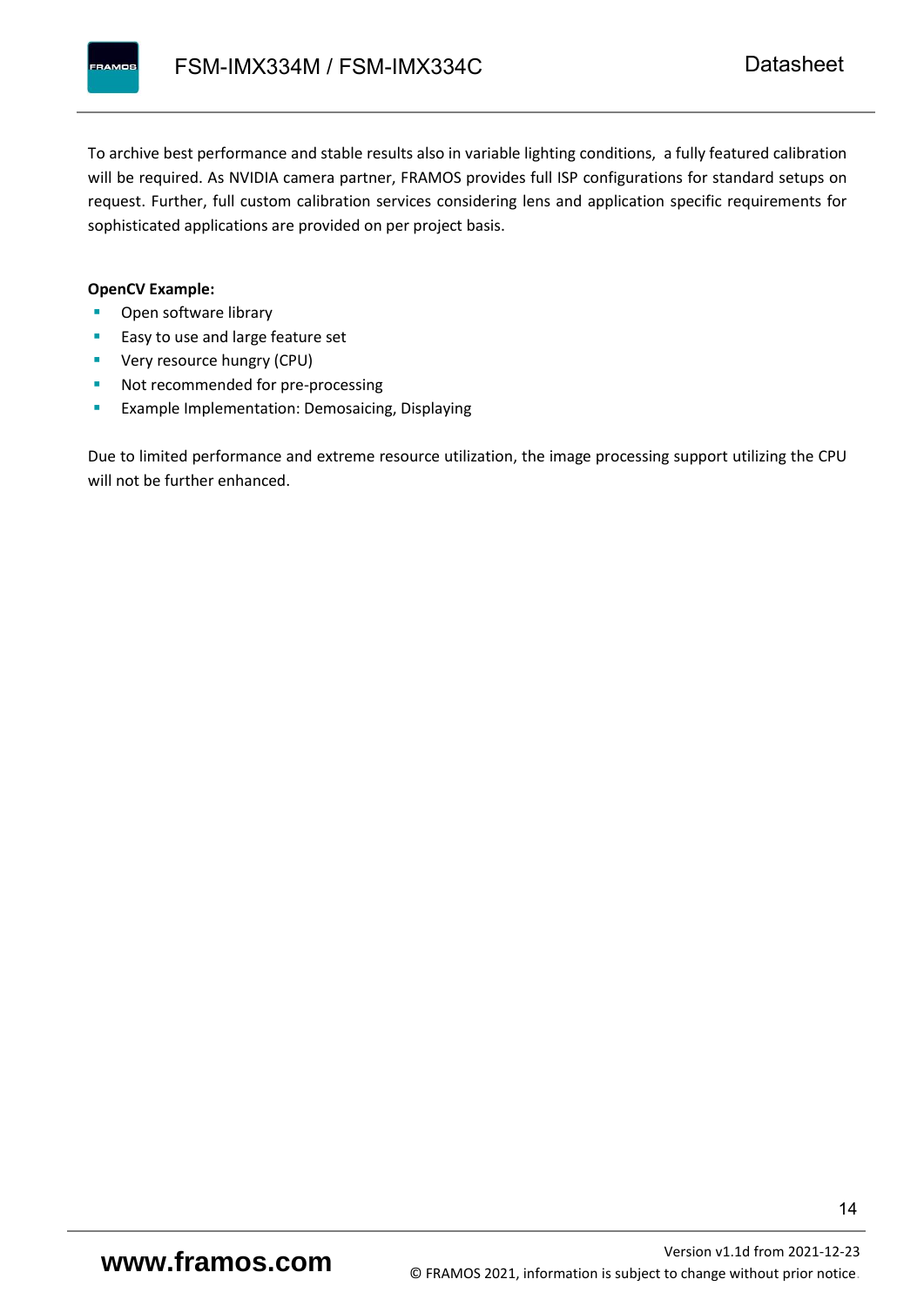To archive best performance and stable results also in variable lighting conditions, a fully featured calibration will be required. As NVIDIA camera partner, FRAMOS provides full ISP configurations for standard setups on request. Further, full custom calibration services considering lens and application specific requirements for sophisticated applications are provided on per project basis.

**OpenCV Example:**

- Open software library
- Easy to use and large feature set
- Very resource hungry (CPU)
- Not recommended for pre-processing
- Example Implementation: Demosaicing, Displaying

Due to limited performance and extreme resource utilization, the image processing support utilizing the CPU will not be further enhanced.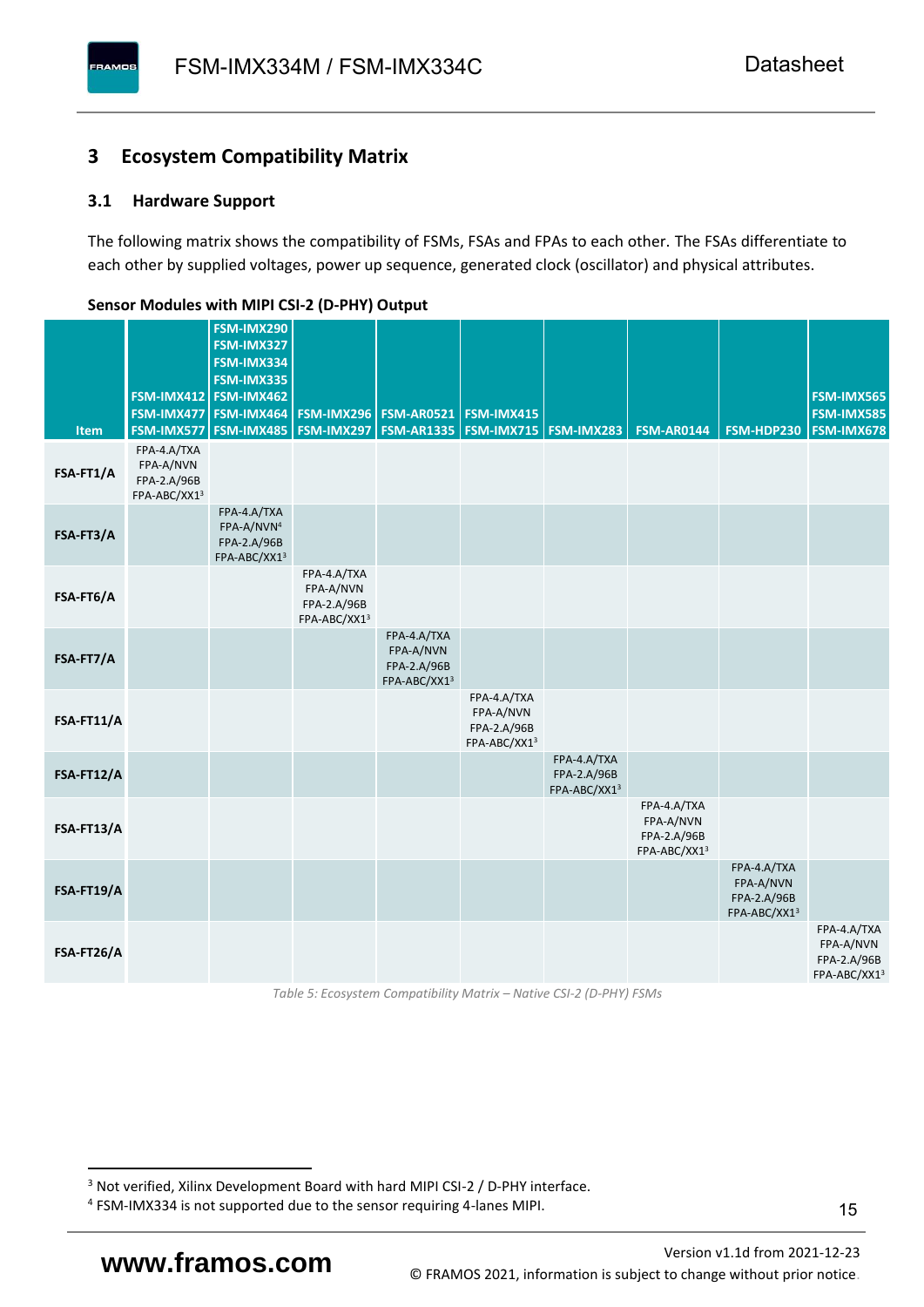## 3 Ecosystem Compatibility Matrix

### 3.1 Hardware Support

The following matrix shows the compatibility of FSMs, FSAs and FPAs to each other. The FSAs differentiate to each other by supplied voltages, power up sequence, generated clock (oscillator) and physical attributes.

**Sensor Modules with MIPI CSI-2 (D-PHY) Output**

| Item | FSM-IMX412 FSM-IMX477 FSM-IMX577 | FSM-IMX290 FSM-IMX327 FSM-IMX334 FSM-IMX335 FSM-IMX462 FSM-IMX464 FSM-IMX485 | FSM-IMX296 FSM-IMX297 | FSM-AR0521 FSM-AR1335 | FSM-IMX415 FSM-IMX715 | FSM-IMX283 | FSM-AR0144 | FSM-HDP230 | FSM-IMX565 FSM-IMX585 FSM-IMX678 |
|---|---|---|---|---|---|---|---|---|---|
| **FSA-FT1/A** | FPA-4.A/TXA FPA-A/NVN FPA-2.A/96B FPA-ABC/XX1[3] | | | | | | | | |
| **FSA-FT3/A** | | FPA-4.A/TXA FPA-A/NVN[4] FPA-2.A/96B FPA-ABC/XX1[3] | | | | | | | |
| **FSA-FT6/A** | | | FPA-4.A/TXA FPA-A/NVN FPA-2.A/96B FPA-ABC/XX1[3] | | | | | | |
| **FSA-FT7/A** | | | | FPA-4.A/TXA FPA-A/NVN FPA-2.A/96B FPA-ABC/XX1[3] | | | | | |
| **FSA-FT11/A** | | | | | FPA-4.A/TXA FPA-A/NVN FPA-2.A/96B FPA-ABC/XX1[3] | | | | |
| **FSA-FT12/A** | | | | | | FPA-4.A/TXA FPA-2.A/96B FPA-ABC/XX1[3] | | | |
| **FSA-FT13/A** | | | | | | | FPA-4.A/TXA FPA-A/NVN FPA-2.A/96B FPA-ABC/XX1[3] | | |
| **FSA-FT19/A** | | | | | | | | FPA-4.A/TXA FPA-A/NVN FPA-2.A/96B FPA-ABC/XX1[3] | |
| **FSA-FT26/A** | | | | | | | | | FPA-4.A/TXA FPA-A/NVN FPA-2.A/96B FPA-ABC/XX1[3] |

*Table 5: Ecosystem Compatibility Matrix – Native CSI-2 (D-PHY) FSMs*

[3] Not verified, Xilinx Development Board with hard MIPI CSI-2 / D-PHY interface.

[4] FSM-IMX334 is not supported due to the sensor requiring 4-lanes MIPI.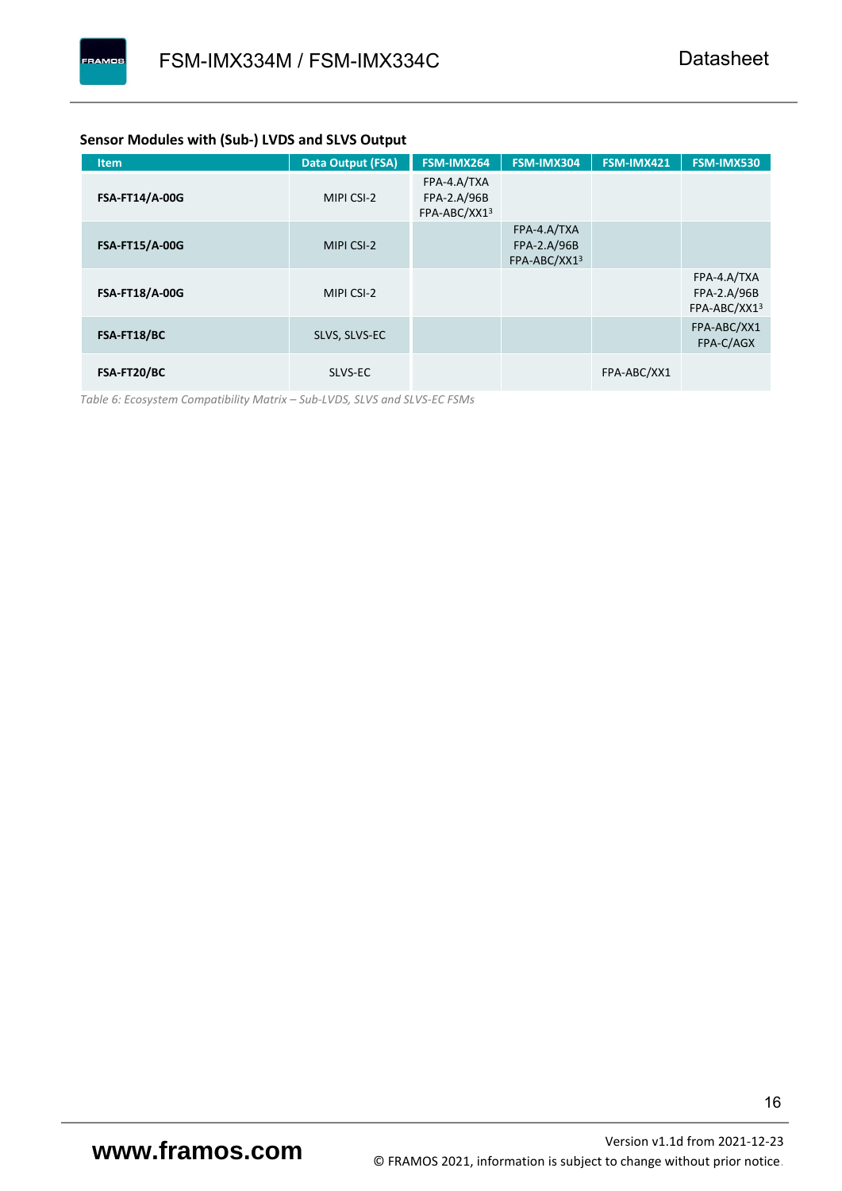### Sensor Modules with (Sub-) LVDS and SLVS Output

| Item | Data Output (FSA) | FSM-IMX264 | FSM-IMX304 | FSM-IMX421 | FSM-IMX530 |
|---|---|---|---|---|---|
| **FSA-FT14/A-00G** | MIPI CSI-2 | FPA-4.A/TXA FPA-2.A/96B FPA-ABC/XX1[3] | | | |
| **FSA-FT15/A-00G** | MIPI CSI-2 | | FPA-4.A/TXA FPA-2.A/96B FPA-ABC/XX1[3] | | |
| **FSA-FT18/A-00G** | MIPI CSI-2 | | | | FPA-4.A/TXA FPA-2.A/96B FPA-ABC/XX1[3] |
| **FSA-FT18/BC** | SLVS, SLVS-EC | | | | FPA-ABC/XX1 FPA-C/AGX |
| **FSA-FT20/BC** | SLVS-EC | | | FPA-ABC/XX1 | |

*Table 6: Ecosystem Compatibility Matrix – Sub-LVDS, SLVS and SLVS-EC FSMs*